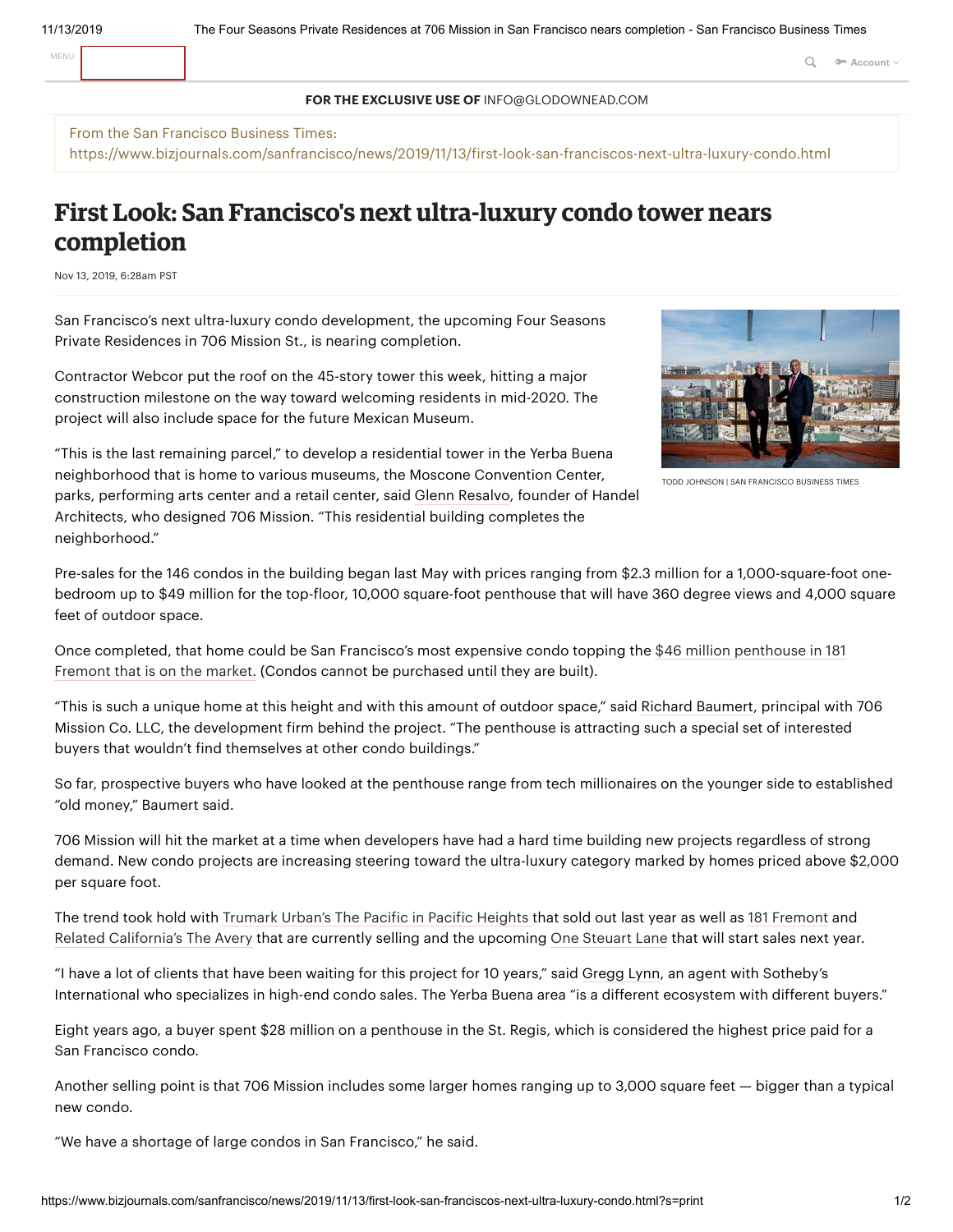FOR THE EXCLUSIVE USE OF INFO@GLODOWNEAD.COM

From the San Francisco Business Times:
https://www.bizjournals.com/sanfrancisco/news/2019/11/13/first-look-san-franciscos-next-ultra-luxury-condo.html

# First Look: San Francisco's next ultra-luxury condo tower nears completion

Nov 13, 2019, 6:28am PST

San Francisco's next ultra-luxury condo development, the upcoming Four Seasons Private Residences in 706 Mission St., is nearing completion.

Contractor Webcor put the roof on the 45-story tower this week, hitting a major construction milestone on the way toward welcoming residents in mid-2020. The project will also include space for the future Mexican Museum.

TODD JOHNSON | SAN FRANCISCO BUSINESS TIMES

"This is the last remaining parcel," to develop a residential tower in the Yerba Buena neighborhood that is home to various museums, the Moscone Convention Center, parks, performing arts center and a retail center, said Glenn Resalvo, founder of Handel Architects, who designed 706 Mission. "This residential building completes the neighborhood."

Pre-sales for the 146 condos in the building began last May with prices ranging from $2.3 million for a 1,000-square-foot one-bedroom up to $49 million for the top-floor, 10,000 square-foot penthouse that will have 360 degree views and 4,000 square feet of outdoor space.

Once completed, that home could be San Francisco's most expensive condo topping the $46 million penthouse in 181 Fremont that is on the market. (Condos cannot be purchased until they are built).

"This is such a unique home at this height and with this amount of outdoor space," said Richard Baumert, principal with 706 Mission Co. LLC, the development firm behind the project. "The penthouse is attracting such a special set of interested buyers that wouldn't find themselves at other condo buildings."

So far, prospective buyers who have looked at the penthouse range from tech millionaires on the younger side to established "old money," Baumert said.

706 Mission will hit the market at a time when developers have had a hard time building new projects regardless of strong demand. New condo projects are increasing steering toward the ultra-luxury category marked by homes priced above $2,000 per square foot.

The trend took hold with Trumark Urban's The Pacific in Pacific Heights that sold out last year as well as 181 Fremont and Related California's The Avery that are currently selling and the upcoming One Steuart Lane that will start sales next year.

"I have a lot of clients that have been waiting for this project for 10 years," said Gregg Lynn, an agent with Sotheby's International who specializes in high-end condo sales. The Yerba Buena area "is a different ecosystem with different buyers."

Eight years ago, a buyer spent $28 million on a penthouse in the St. Regis, which is considered the highest price paid for a San Francisco condo.

Another selling point is that 706 Mission includes some larger homes ranging up to 3,000 square feet — bigger than a typical new condo.

"We have a shortage of large condos in San Francisco," he said.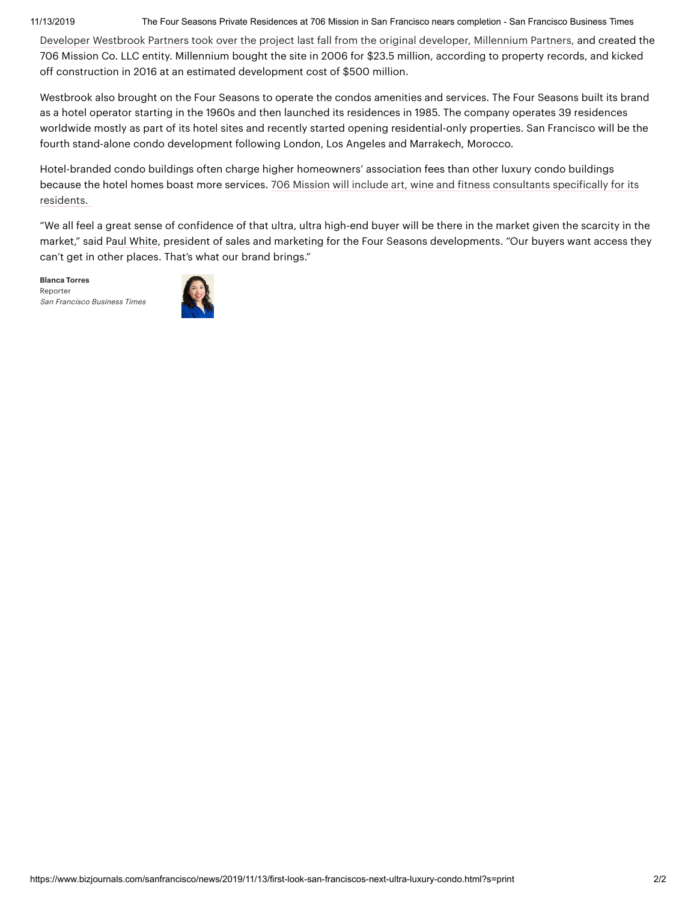Developer Westbrook Partners took over the project last fall from the original developer, Millennium Partners, and created the 706 Mission Co. LLC entity. Millennium bought the site in 2006 for $23.5 million, according to property records, and kicked off construction in 2016 at an estimated development cost of $500 million.

Westbrook also brought on the Four Seasons to operate the condos amenities and services. The Four Seasons built its brand as a hotel operator starting in the 1960s and then launched its residences in 1985. The company operates 39 residences worldwide mostly as part of its hotel sites and recently started opening residential-only properties. San Francisco will be the fourth stand-alone condo development following London, Los Angeles and Marrakech, Morocco.

Hotel-branded condo buildings often charge higher homeowners' association fees than other luxury condo buildings because the hotel homes boast more services. 706 Mission will include art, wine and fitness consultants specifically for its residents.

"We all feel a great sense of confidence of that ultra, ultra high-end buyer will be there in the market given the scarcity in the market," said Paul White, president of sales and marketing for the Four Seasons developments. "Our buyers want access they can't get in other places. That's what our brand brings."

**Blanca Torres**
Reporter
*San Francisco Business Times*